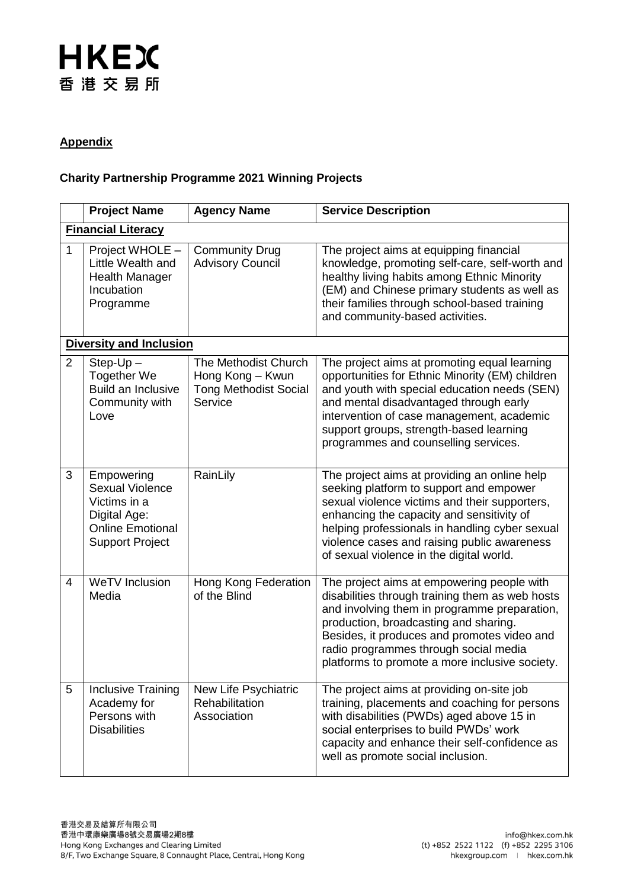**Appendix**

**Charity Partnership Programme 2021 Winning Projects**

| | Project Name | Agency Name | Service Description |
|---|---|---|---|
| **Financial Literacy** | | | |
| 1 | Project WHOLE – Little Wealth and Health Manager Incubation Programme | Community Drug Advisory Council | The project aims at equipping financial knowledge, promoting self-care, self-worth and healthy living habits among Ethnic Minority (EM) and Chinese primary students as well as their families through school-based training and community-based activities. |
| **Diversity and Inclusion** | | | |
| 2 | Step-Up – Together We Build an Inclusive Community with Love | The Methodist Church Hong Kong – Kwun Tong Methodist Social Service | The project aims at promoting equal learning opportunities for Ethnic Minority (EM) children and youth with special education needs (SEN) and mental disadvantaged through early intervention of case management, academic support groups, strength-based learning programmes and counselling services. |
| 3 | Empowering Sexual Violence Victims in a Digital Age: Online Emotional Support Project | RainLily | The project aims at providing an online help seeking platform to support and empower sexual violence victims and their supporters, enhancing the capacity and sensitivity of helping professionals in handling cyber sexual violence cases and raising public awareness of sexual violence in the digital world. |
| 4 | WeTV Inclusion Media | Hong Kong Federation of the Blind | The project aims at empowering people with disabilities through training them as web hosts and involving them in programme preparation, production, broadcasting and sharing. Besides, it produces and promotes video and radio programmes through social media platforms to promote a more inclusive society. |
| 5 | Inclusive Training Academy for Persons with Disabilities | New Life Psychiatric Rehabilitation Association | The project aims at providing on-site job training, placements and coaching for persons with disabilities (PWDs) aged above 15 in social enterprises to build PWDs' work capacity and enhance their self-confidence as well as promote social inclusion. |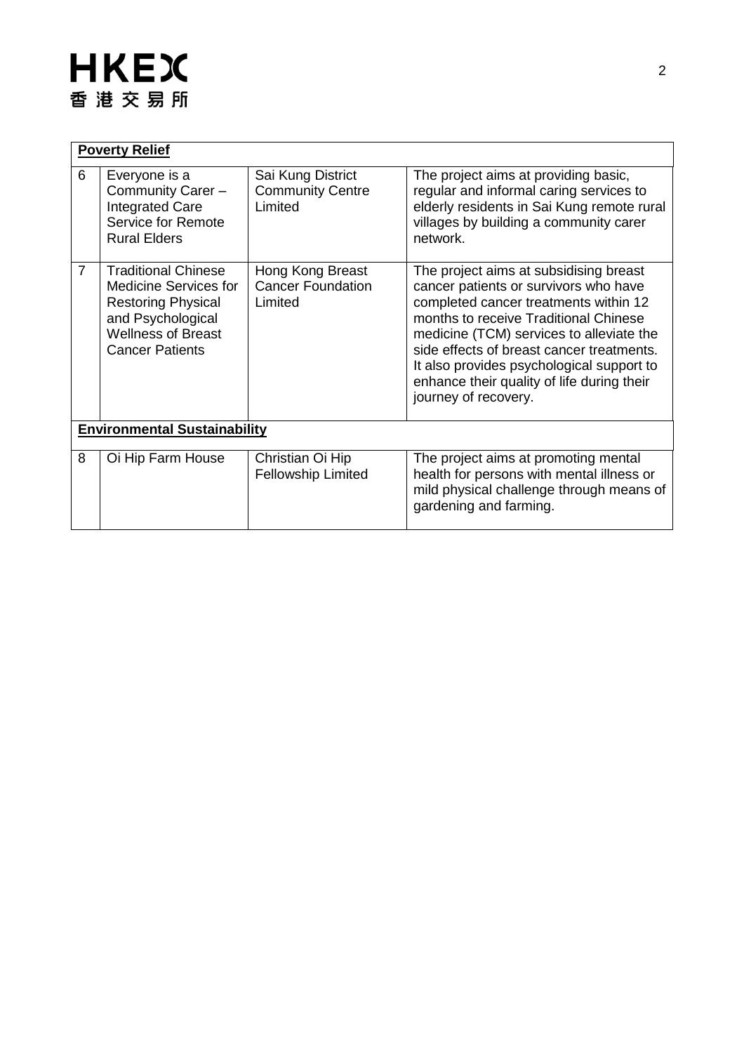| **Poverty Relief** | | | |
|---|---|---|---|
| 6 | Everyone is a Community Carer – Integrated Care Service for Remote Rural Elders | Sai Kung District Community Centre Limited | The project aims at providing basic, regular and informal caring services to elderly residents in Sai Kung remote rural villages by building a community carer network. |
| 7 | Traditional Chinese Medicine Services for Restoring Physical and Psychological Wellness of Breast Cancer Patients | Hong Kong Breast Cancer Foundation Limited | The project aims at subsidising breast cancer patients or survivors who have completed cancer treatments within 12 months to receive Traditional Chinese medicine (TCM) services to alleviate the side effects of breast cancer treatments. It also provides psychological support to enhance their quality of life during their journey of recovery. |
| **Environmental Sustainability** | | | |
| 8 | Oi Hip Farm House | Christian Oi Hip Fellowship Limited | The project aims at promoting mental health for persons with mental illness or mild physical challenge through means of gardening and farming. |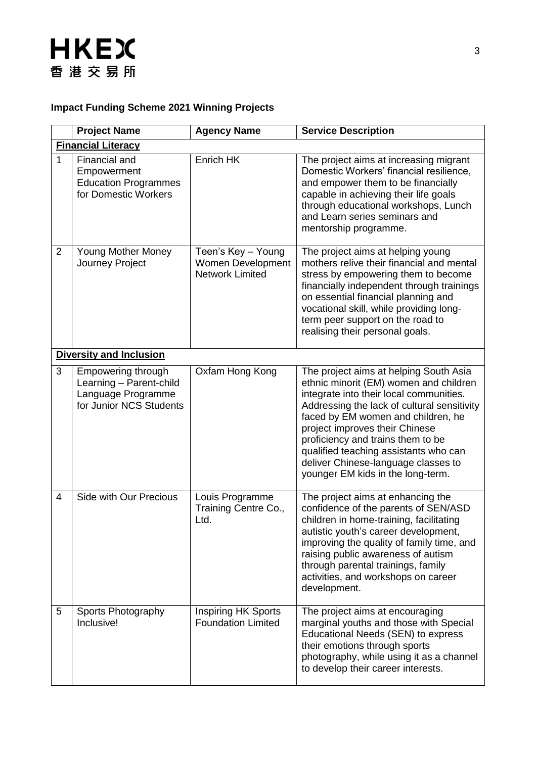**Impact Funding Scheme 2021 Winning Projects**

| | Project Name | Agency Name | Service Description |
|---|---|---|---|
| **Financial Literacy** | | | |
| 1 | Financial and Empowerment Education Programmes for Domestic Workers | Enrich HK | The project aims at increasing migrant Domestic Workers' financial resilience, and empower them to be financially capable in achieving their life goals through educational workshops, Lunch and Learn series seminars and mentorship programme. |
| 2 | Young Mother Money Journey Project | Teen's Key – Young Women Development Network Limited | The project aims at helping young mothers relive their financial and mental stress by empowering them to become financially independent through trainings on essential financial planning and vocational skill, while providing long-term peer support on the road to realising their personal goals. |
| **Diversity and Inclusion** | | | |
| 3 | Empowering through Learning – Parent-child Language Programme for Junior NCS Students | Oxfam Hong Kong | The project aims at helping South Asia ethnic minorit (EM) women and children integrate into their local communities. Addressing the lack of cultural sensitivity faced by EM women and children, he project improves their Chinese proficiency and trains them to be qualified teaching assistants who can deliver Chinese-language classes to younger EM kids in the long-term. |
| 4 | Side with Our Precious | Louis Programme Training Centre Co., Ltd. | The project aims at enhancing the confidence of the parents of SEN/ASD children in home-training, facilitating autistic youth's career development, improving the quality of family time, and raising public awareness of autism through parental trainings, family activities, and workshops on career development. |
| 5 | Sports Photography Inclusive! | Inspiring HK Sports Foundation Limited | The project aims at encouraging marginal youths and those with Special Educational Needs (SEN) to express their emotions through sports photography, while using it as a channel to develop their career interests. |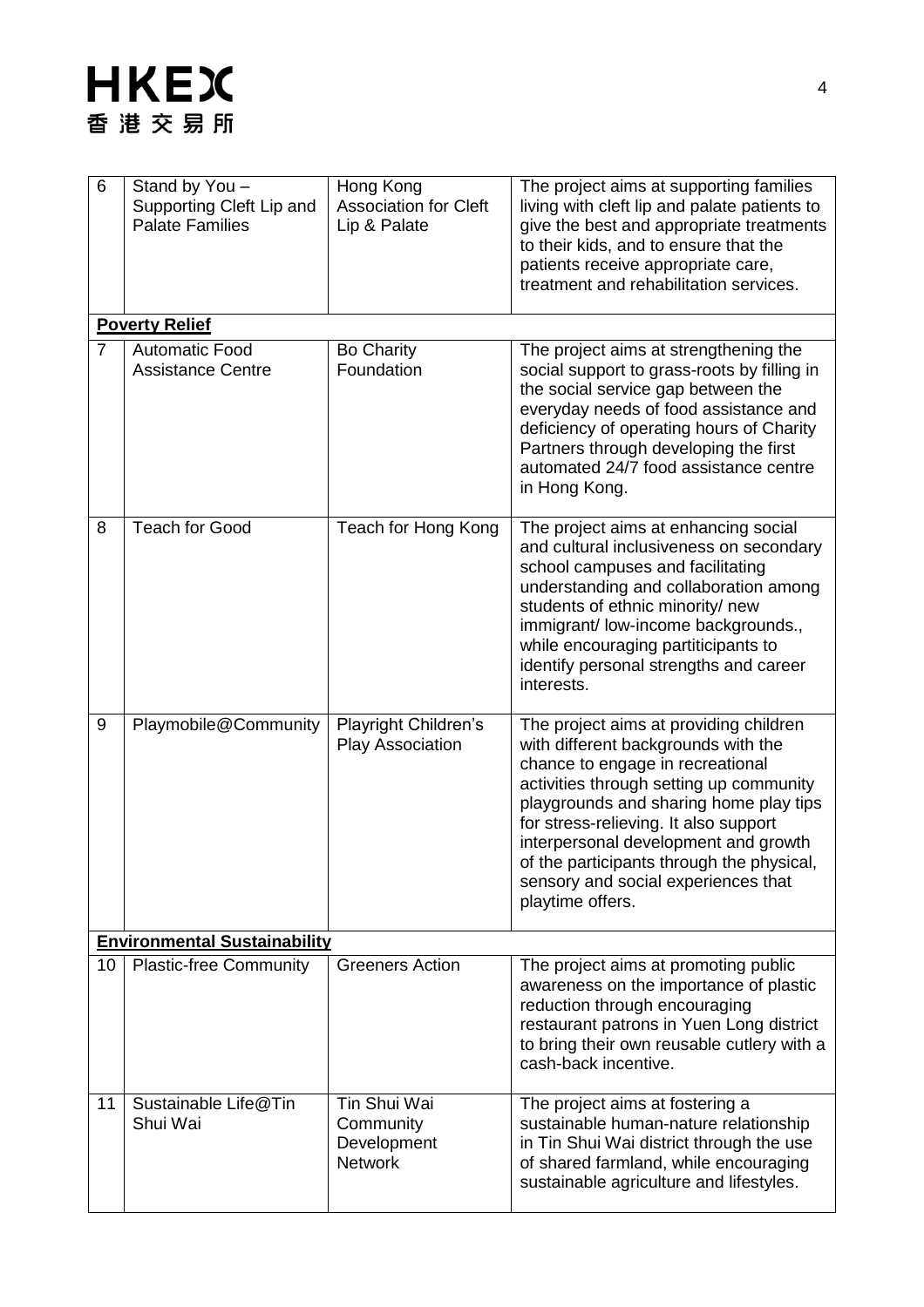| | | | |
|---|---|---|---|
| 6 | Stand by You – Supporting Cleft Lip and Palate Families | Hong Kong Association for Cleft Lip & Palate | The project aims at supporting families living with cleft lip and palate patients to give the best and appropriate treatments to their kids, and to ensure that the patients receive appropriate care, treatment and rehabilitation services. |
| **Poverty Relief** | | | |
| 7 | Automatic Food Assistance Centre | Bo Charity Foundation | The project aims at strengthening the social support to grass-roots by filling in the social service gap between the everyday needs of food assistance and deficiency of operating hours of Charity Partners through developing the first automated 24/7 food assistance centre in Hong Kong. |
| 8 | Teach for Good | Teach for Hong Kong | The project aims at enhancing social and cultural inclusiveness on secondary school campuses and facilitating understanding and collaboration among students of ethnic minority/ new immigrant/ low-income backgrounds., while encouraging partiticipants to identify personal strengths and career interests. |
| 9 | Playmobile@Community | Playright Children's Play Association | The project aims at providing children with different backgrounds with the chance to engage in recreational activities through setting up community playgrounds and sharing home play tips for stress-relieving. It also support interpersonal development and growth of the participants through the physical, sensory and social experiences that playtime offers. |
| **Environmental Sustainability** | | | |
| 10 | Plastic-free Community | Greeners Action | The project aims at promoting public awareness on the importance of plastic reduction through encouraging restaurant patrons in Yuen Long district to bring their own reusable cutlery with a cash-back incentive. |
| 11 | Sustainable Life@Tin Shui Wai | Tin Shui Wai Community Development Network | The project aims at fostering a sustainable human-nature relationship in Tin Shui Wai district through the use of shared farmland, while encouraging sustainable agriculture and lifestyles. |